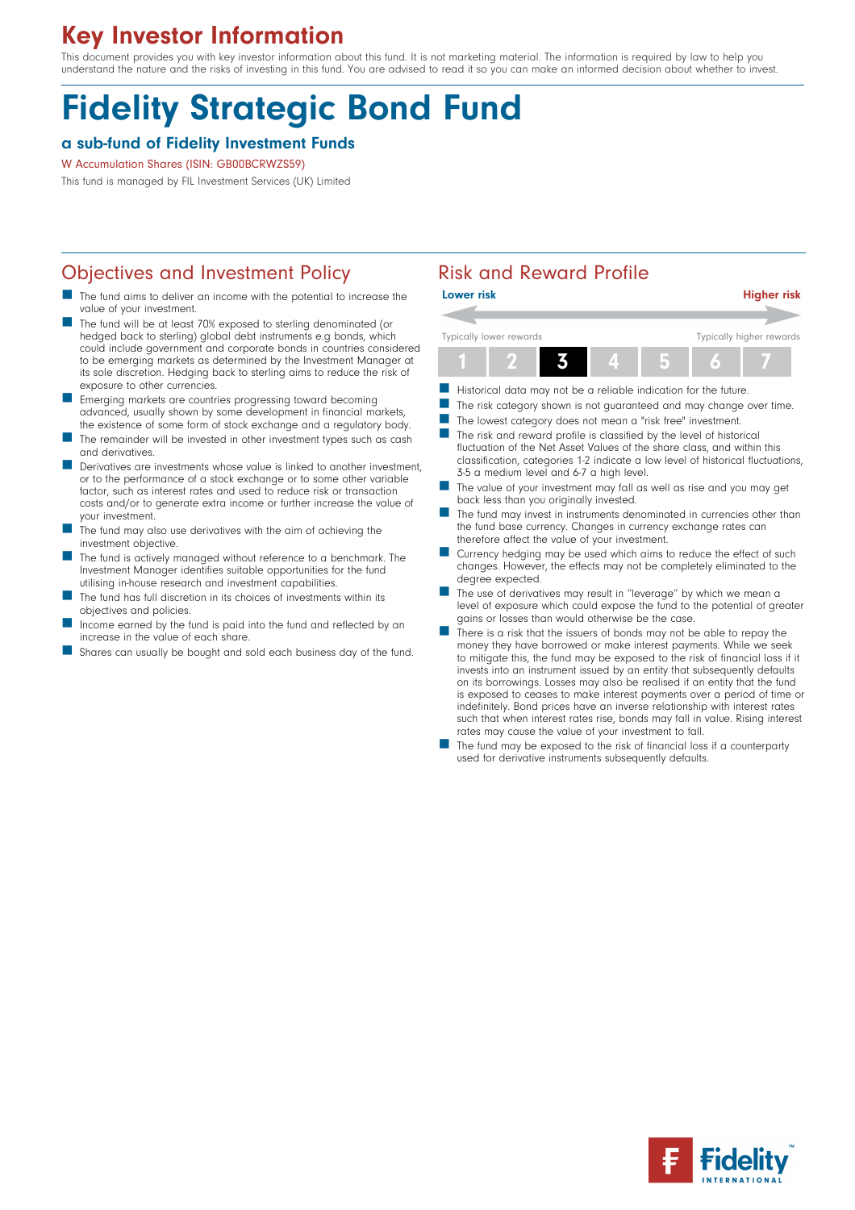# Key Investor Information

This document provides you with key investor information about this fund. It is not marketing material. The information is required by law to help you understand the nature and the risks of investing in this fund. You are advised to read it so you can make an informed decision about whether to invest.

# Fidelity Strategic Bond Fund

### a sub-fund of Fidelity Investment Funds

W Accumulation Shares (ISIN: GB00BCRWZS59)

This fund is managed by FIL Investment Services (UK) Limited

## Objectives and Investment Policy

- The fund aims to deliver an income with the potential to increase the value of your investment.
- The fund will be at least 70% exposed to sterling denominated (or hedged back to sterling) global debt instruments e.g bonds, which could include government and corporate bonds in countries considered to be emerging markets as determined by the Investment Manager at its sole discretion. Hedging back to sterling aims to reduce the risk of exposure to other currencies.
- Emerging markets are countries progressing toward becoming advanced, usually shown by some development in financial markets, the existence of some form of stock exchange and a regulatory body.
- The remainder will be invested in other investment types such as cash and derivatives.
- Derivatives are investments whose value is linked to another investment, or to the performance of a stock exchange or to some other variable factor, such as interest rates and used to reduce risk or transaction costs and/or to generate extra income or further increase the value of your investment.
- The fund may also use derivatives with the aim of achieving the investment objective.
- The fund is actively managed without reference to a benchmark. The Investment Manager identifies suitable opportunities for the fund utilising in-house research and investment capabilities.
- The fund has full discretion in its choices of investments within its objectives and policies.
- Income earned by the fund is paid into the fund and reflected by an increase in the value of each share.
- Shares can usually be bought and sold each business day of the fund.

## Risk and Reward Profile

**Lower risk** — **Higher risk**

Typically lower rewards — Typically higher rewards

| 1 | 2 | **3** | 4 | 5 | 6 | 7 |
|---|---|---|---|---|---|---|

- Historical data may not be a reliable indication for the future.
- The risk category shown is not guaranteed and may change over time.
- The lowest category does not mean a "risk free" investment.
- The risk and reward profile is classified by the level of historical fluctuation of the Net Asset Values of the share class, and within this classification, categories 1-2 indicate a low level of historical fluctuations, 3-5 a medium level and 6-7 a high level.
- The value of your investment may fall as well as rise and you may get back less than you originally invested.
- The fund may invest in instruments denominated in currencies other than the fund base currency. Changes in currency exchange rates can therefore affect the value of your investment.
- Currency hedging may be used which aims to reduce the effect of such changes. However, the effects may not be completely eliminated to the degree expected.
- The use of derivatives may result in "leverage" by which we mean a level of exposure which could expose the fund to the potential of greater gains or losses than would otherwise be the case.
- There is a risk that the issuers of bonds may not be able to repay the money they have borrowed or make interest payments. While we seek to mitigate this, the fund may be exposed to the risk of financial loss if it invests into an instrument issued by an entity that subsequently defaults on its borrowings. Losses may also be realised if an entity that the fund is exposed to ceases to make interest payments over a period of time or indefinitely. Bond prices have an inverse relationship with interest rates such that when interest rates rise, bonds may fall in value. Rising interest rates may cause the value of your investment to fall.
- The fund may be exposed to the risk of financial loss if a counterparty used for derivative instruments subsequently defaults.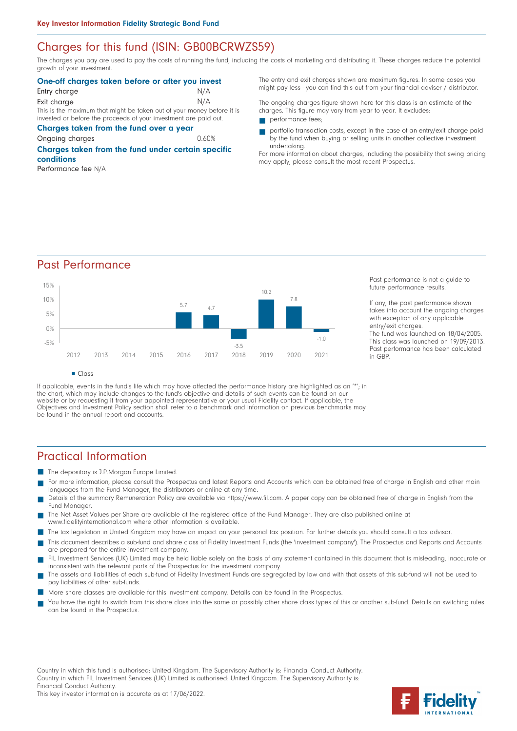## Charges for this fund (ISIN: GB00BCRWZS59)

The charges you pay are used to pay the costs of running the fund, including the costs of marketing and distributing it. These charges reduce the potential growth of your investment.

### One-off charges taken before or after you invest

| | |
|---|---|
| Entry charge | N/A |
| Exit charge | N/A |

This is the maximum that might be taken out of your money before it is invested or before the proceeds of your investment are paid out.

### Charges taken from the fund over a year

| | |
|---|---|
| Ongoing charges | 0.60% |

### Charges taken from the fund under certain specific conditions

Performance fee N/A

The entry and exit charges shown are maximum figures. In some cases you might pay less - you can find this out from your financial adviser / distributor.

The ongoing charges figure shown here for this class is an estimate of the charges. This figure may vary from year to year. It excludes:

- performance fees;
- portfolio transaction costs, except in the case of an entry/exit charge paid by the fund when buying or selling units in another collective investment undertaking.

For more information about charges, including the possibility that swing pricing may apply, please consult the most recent Prospectus.

## Past Performance

15%
10%
5%
0%
-5%

2012 2013 2014 2015 2016 2017 2018 2019 2020 2021

5.7 4.7 -3.5 10.2 7.8 -1.0

■ Class

Past performance is not a guide to future performance results.

If any, the past performance shown takes into account the ongoing charges with exception of any applicable entry/exit charges.
The fund was launched on 18/04/2005.
This class was launched on 19/09/2013.
Past performance has been calculated in GBP.

If applicable, events in the fund's life which may have affected the performance history are highlighted as an '*' in the chart, which may include changes to the fund's objective and details of such events can be found on our website or by requesting it from your appointed representative or your usual Fidelity contact. If applicable, the Objectives and Investment Policy section shall refer to a benchmark and information on previous benchmarks may be found in the annual report and accounts.

## Practical Information

- The depositary is J.P.Morgan Europe Limited.
- For more information, please consult the Prospectus and latest Reports and Accounts which can be obtained free of charge in English and other main languages from the Fund Manager, the distributors or online at any time.
- Details of the summary Remuneration Policy are available via https://www.fil.com. A paper copy can be obtained free of charge in English from the Fund Manager.
- The Net Asset Values per Share are available at the registered office of the Fund Manager. They are also published online at www.fidelityinternational.com where other information is available.
- The tax legislation in United Kingdom may have an impact on your personal tax position. For further details you should consult a tax advisor.
- This document describes a sub-fund and share class of Fidelity Investment Funds (the 'investment company'). The Prospectus and Reports and Accounts are prepared for the entire investment company.
- FIL Investment Services (UK) Limited may be held liable solely on the basis of any statement contained in this document that is misleading, inaccurate or inconsistent with the relevant parts of the Prospectus for the investment company.
- The assets and liabilities of each sub-fund of Fidelity Investment Funds are segregated by law and with that assets of this sub-fund will not be used to pay liabilities of other sub-funds.
- More share classes are available for this investment company. Details can be found in the Prospectus.
- You have the right to switch from this share class into the same or possibly other share class types of this or another sub-fund. Details on switching rules can be found in the Prospectus.

Country in which this fund is authorised: United Kingdom. The Supervisory Authority is: Financial Conduct Authority.
Country in which FIL Investment Services (UK) Limited is authorised: United Kingdom. The Supervisory Authority is: Financial Conduct Authority.
This key investor information is accurate as at 17/06/2022.